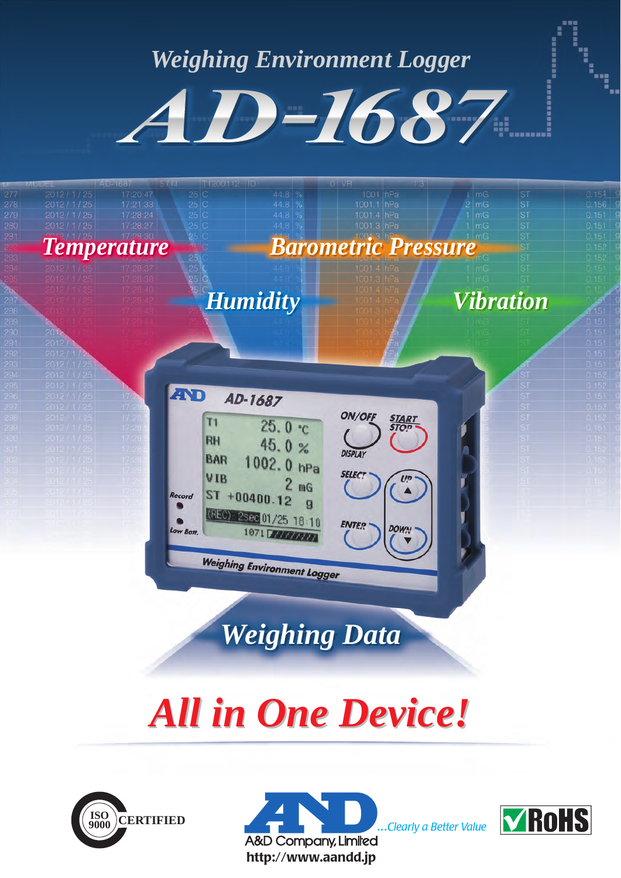# Weighing Environment Logger

# AD-1687

**Temperature**

**Barometric Pressure**

**Humidity**

**Vibration**

**Weighing Data**

## All in One Device!

ISO 9000 CERTIFIED

A&D Company, Limited ...Clearly a Better Value

http://www.aandd.jp

RoHS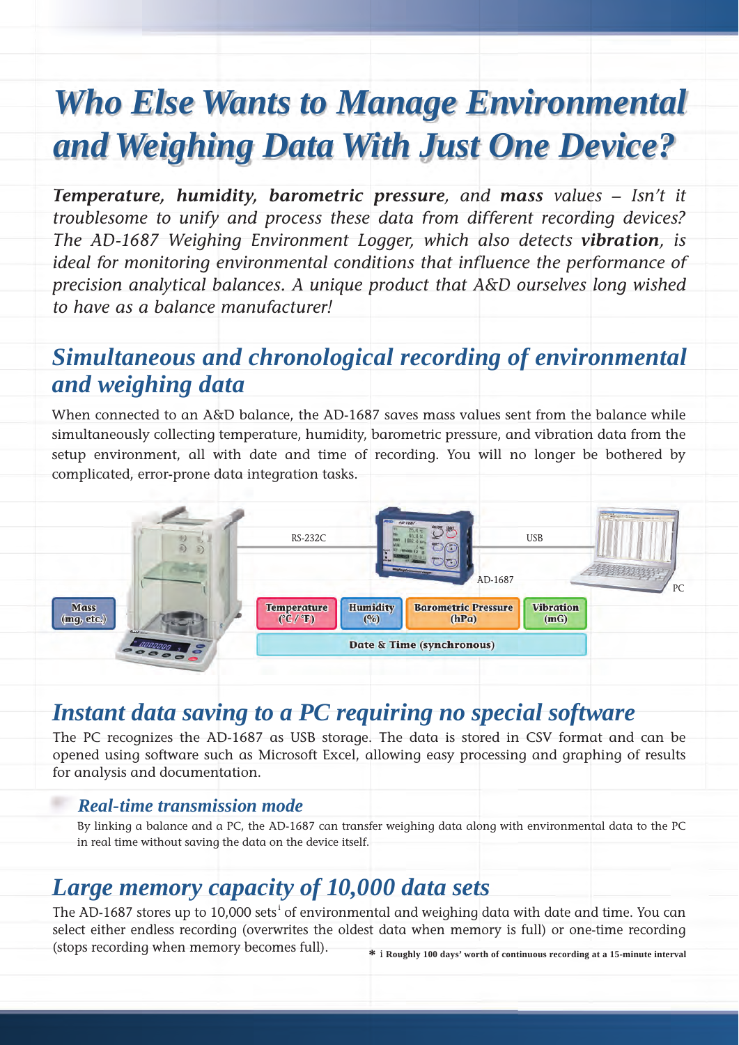# Who Else Wants to Manage Environmental and Weighing Data With Just One Device?

***Temperature**, **humidity**, **barometric pressure**, and **mass** values – Isn't it troublesome to unify and process these data from different recording devices? The AD-1687 Weighing Environment Logger, which also detects **vibration**, is ideal for monitoring environmental conditions that influence the performance of precision analytical balances. A unique product that A&D ourselves long wished to have as a balance manufacturer!*

## Simultaneous and chronological recording of environmental and weighing data

When connected to an A&D balance, the AD-1687 saves mass values sent from the balance while simultaneously collecting temperature, humidity, barometric pressure, and vibration data from the setup environment, all with date and time of recording. You will no longer be bothered by complicated, error-prone data integration tasks.

RS-232C

USB

AD-1687

PC

Mass (mg, etc.)

Temperature (°C / °F)

Humidity (%)

Barometric Pressure (hPa)

Vibration (mG)

Date & Time (synchronous)

## Instant data saving to a PC requiring no special software

The PC recognizes the AD-1687 as USB storage. The data is stored in CSV format and can be opened using software such as Microsoft Excel, allowing easy processing and graphing of results for analysis and documentation.

### Real-time transmission mode

By linking a balance and a PC, the AD-1687 can transfer weighing data along with environmental data to the PC in real time without saving the data on the device itself.

## Large memory capacity of 10,000 data sets

The AD-1687 stores up to 10,000 sets[i] of environmental and weighing data with date and time. You can select either endless recording (overwrites the oldest data when memory is full) or one-time recording (stops recording when memory becomes full).

* i Roughly 100 days' worth of continuous recording at a 15-minute interval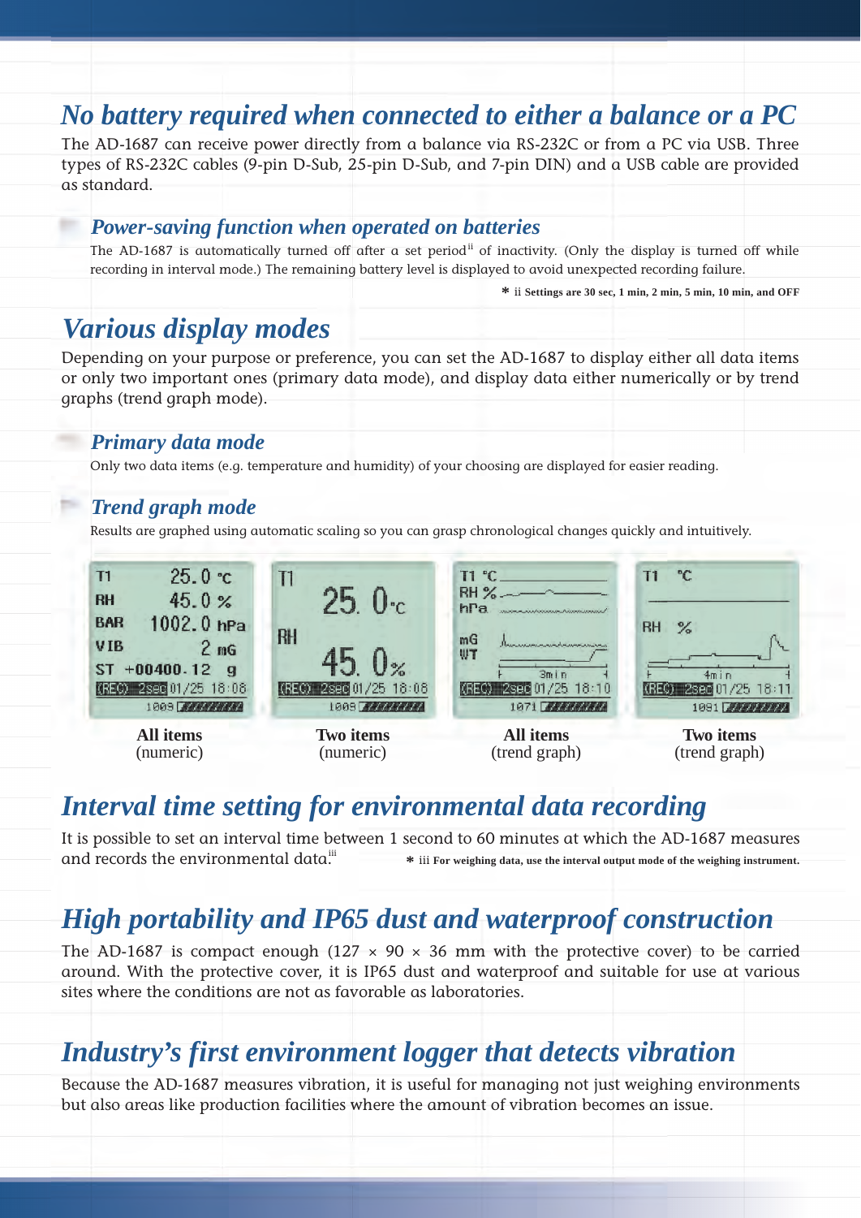## *No battery required when connected to either a balance or a PC*

The AD-1687 can receive power directly from a balance via RS-232C or from a PC via USB. Three types of RS-232C cables (9-pin D-Sub, 25-pin D-Sub, and 7-pin DIN) and a USB cable are provided as standard.

### *Power-saving function when operated on batteries*

The AD-1687 is automatically turned off after a set period[ii] of inactivity. (Only the display is turned off while recording in interval mode.) The remaining battery level is displayed to avoid unexpected recording failure.

**\* ii Settings are 30 sec, 1 min, 2 min, 5 min, 10 min, and OFF**

## *Various display modes*

Depending on your purpose or preference, you can set the AD-1687 to display either all data items or only two important ones (primary data mode), and display data either numerically or by trend graphs (trend graph mode).

### *Primary data mode*

Only two data items (e.g. temperature and humidity) of your choosing are displayed for easier reading.

### *Trend graph mode*

Results are graphed using automatic scaling so you can grasp chronological changes quickly and intuitively.

**All items** (numeric) | **Two items** (numeric) | **All items** (trend graph) | **Two items** (trend graph)

## *Interval time setting for environmental data recording*

It is possible to set an interval time between 1 second to 60 minutes at which the AD-1687 measures and records the environmental data.[iii]

**\* iii For weighing data, use the interval output mode of the weighing instrument.**

## *High portability and IP65 dust and waterproof construction*

The AD-1687 is compact enough (127 × 90 × 36 mm with the protective cover) to be carried around. With the protective cover, it is IP65 dust and waterproof and suitable for use at various sites where the conditions are not as favorable as laboratories.

## *Industry's first environment logger that detects vibration*

Because the AD-1687 measures vibration, it is useful for managing not just weighing environments but also areas like production facilities where the amount of vibration becomes an issue.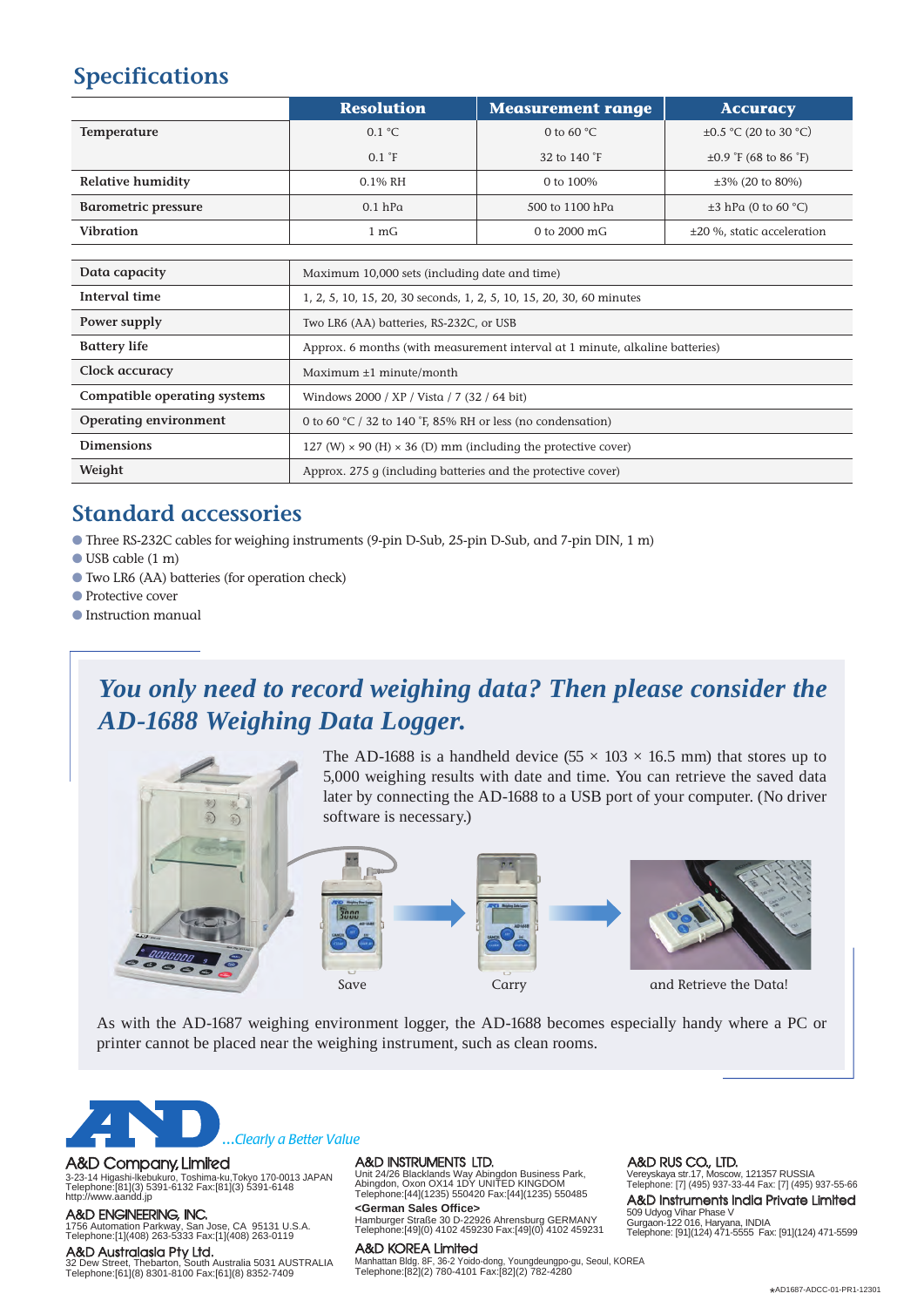## Specifications

| | Resolution | Measurement range | Accuracy |
|---|---|---|---|
| Temperature | 0.1 °C | 0 to 60 °C | ±0.5 °C (20 to 30 °C) |
| | 0.1 ˚F | 32 to 140 ˚F | ±0.9 ˚F (68 to 86 ˚F) |
| Relative humidity | 0.1% RH | 0 to 100% | ±3% (20 to 80%) |
| Barometric pressure | 0.1 hPa | 500 to 1100 hPa | ±3 hPa (0 to 60 °C) |
| Vibration | 1 mG | 0 to 2000 mG | ±20 %, static acceleration |

| | |
|---|---|
| Data capacity | Maximum 10,000 sets (including date and time) |
| Interval time | 1, 2, 5, 10, 15, 20, 30 seconds, 1, 2, 5, 10, 15, 20, 30, 60 minutes |
| Power supply | Two LR6 (AA) batteries, RS-232C, or USB |
| Battery life | Approx. 6 months (with measurement interval at 1 minute, alkaline batteries) |
| Clock accuracy | Maximum ±1 minute/month |
| Compatible operating systems | Windows 2000 / XP / Vista / 7 (32 / 64 bit) |
| Operating environment | 0 to 60 °C / 32 to 140 ˚F, 85% RH or less (no condensation) |
| Dimensions | 127 (W) × 90 (H) × 36 (D) mm (including the protective cover) |
| Weight | Approx. 275 g (including batteries and the protective cover) |

## Standard accessories

- Three RS-232C cables for weighing instruments (9-pin D-Sub, 25-pin D-Sub, and 7-pin DIN, 1 m)
- USB cable (1 m)
- Two LR6 (AA) batteries (for operation check)
- Protective cover
- Instruction manual

## *You only need to record weighing data? Then please consider the AD-1688 Weighing Data Logger.*

The AD-1688 is a handheld device (55 × 103 × 16.5 mm) that stores up to 5,000 weighing results with date and time. You can retrieve the saved data later by connecting the AD-1688 to a USB port of your computer. (No driver software is necessary.)

Save

Carry

and Retrieve the Data!

As with the AD-1687 weighing environment logger, the AD-1688 becomes especially handy where a PC or printer cannot be placed near the weighing instrument, such as clean rooms.

*...Clearly a Better Value*

**A&D Company, Limited**
3-23-14 Higashi-Ikebukuro, Toshima-ku,Tokyo 170-0013 JAPAN
Telephone:[81](3) 5391-6132 Fax:[81](3) 5391-6148
http://www.aandd.jp

**A&D ENGINEERING, INC.**
1756 Automation Parkway, San Jose, CA 95131 U.S.A.
Telephone:[1](408) 263-5333 Fax:[1](408) 263-0119

**A&D Australasia Pty Ltd.**
32 Dew Street, Thebarton, South Australia 5031 AUSTRALIA
Telephone:[61](8) 8301-8100 Fax:[61](8) 8352-7409

**A&D INSTRUMENTS LTD.**
Unit 24/26 Blacklands Way Abingdon Business Park, Abingdon, Oxon OX14 1DY UNITED KINGDOM
Telephone:[44](1235) 550420 Fax:[44](1235) 550485

**<German Sales Office>**
Hamburger Straße 30 D-22926 Ahrensburg GERMANY
Telephone:[49](0) 4102 459230 Fax:[49](0) 4102 459231

**A&D KOREA Limited**
Manhattan Bldg. 8F, 36-2 Yoido-dong, Youngdeungpo-gu, Seoul, KOREA
Telephone:[82](2) 780-4101 Fax:[82](2) 782-4280

**A&D RUS CO., LTD.**
Vereyskaya str.17, Moscow, 121357 RUSSIA
Telephone: [7] (495) 937-33-44 Fax: [7] (495) 937-55-66

**A&D Instruments India Private Limited**
509 Udyog Vihar Phase V
Gurgaon-122 016, Haryana, INDIA
Telephone: [91](124) 471-5555 Fax: [91](124) 471-5599

AD1687-ADCC-01-PR1-121301